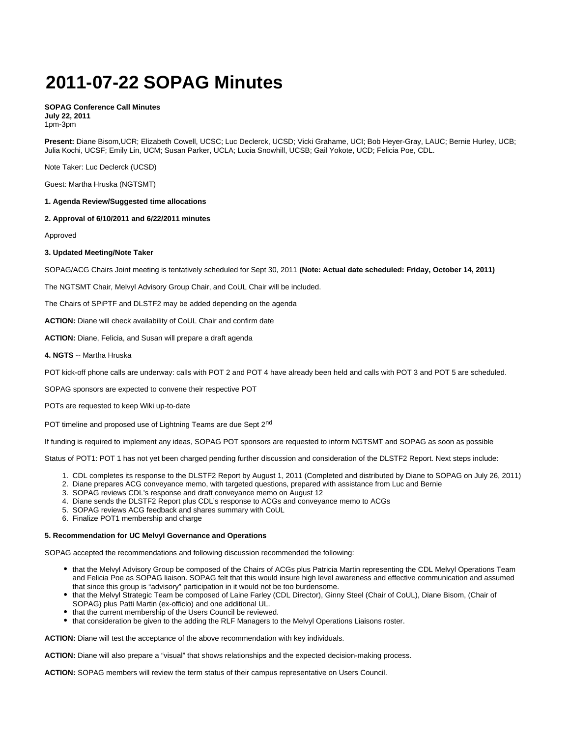# 2011-07-22 SOPAG Minutes

**SOPAG Conference Call Minutes**
**July 22, 2011**
1pm-3pm

**Present:** Diane Bisom,UCR; Elizabeth Cowell, UCSC; Luc Declerck, UCSD; Vicki Grahame, UCI; Bob Heyer-Gray, LAUC; Bernie Hurley, UCB; Julia Kochi, UCSF; Emily Lin, UCM; Susan Parker, UCLA; Lucia Snowhill, UCSB; Gail Yokote, UCD; Felicia Poe, CDL.

Note Taker: Luc Declerck (UCSD)

Guest: Martha Hruska (NGTSMT)

**1. Agenda Review/Suggested time allocations**

**2. Approval of 6/10/2011 and 6/22/2011 minutes**

Approved

**3. Updated Meeting/Note Taker**

SOPAG/ACG Chairs Joint meeting is tentatively scheduled for Sept 30, 2011 **(Note: Actual date scheduled: Friday, October 14, 2011)**

The NGTSMT Chair, Melvyl Advisory Group Chair, and CoUL Chair will be included.

The Chairs of SPiPTF and DLSTF2 may be added depending on the agenda

**ACTION:** Diane will check availability of CoUL Chair and confirm date

**ACTION:** Diane, Felicia, and Susan will prepare a draft agenda

**4. NGTS** -- Martha Hruska

POT kick-off phone calls are underway: calls with POT 2 and POT 4 have already been held and calls with POT 3 and POT 5 are scheduled.

SOPAG sponsors are expected to convene their respective POT

POTs are requested to keep Wiki up-to-date

POT timeline and proposed use of Lightning Teams are due Sept 2nd

If funding is required to implement any ideas, SOPAG POT sponsors are requested to inform NGTSMT and SOPAG as soon as possible

Status of POT1: POT 1 has not yet been charged pending further discussion and consideration of the DLSTF2 Report. Next steps include:

1. CDL completes its response to the DLSTF2 Report by August 1, 2011 (Completed and distributed by Diane to SOPAG on July 26, 2011)
2. Diane prepares ACG conveyance memo, with targeted questions, prepared with assistance from Luc and Bernie
3. SOPAG reviews CDL's response and draft conveyance memo on August 12
4. Diane sends the DLSTF2 Report plus CDL's response to ACGs and conveyance memo to ACGs
5. SOPAG reviews ACG feedback and shares summary with CoUL
6. Finalize POT1 membership and charge

**5. Recommendation for UC Melvyl Governance and Operations**

SOPAG accepted the recommendations and following discussion recommended the following:

- that the Melvyl Advisory Group be composed of the Chairs of ACGs plus Patricia Martin representing the CDL Melvyl Operations Team and Felicia Poe as SOPAG liaison. SOPAG felt that this would insure high level awareness and effective communication and assumed that since this group is "advisory" participation in it would not be too burdensome.
- that the Melvyl Strategic Team be composed of Laine Farley (CDL Director), Ginny Steel (Chair of CoUL), Diane Bisom, (Chair of SOPAG) plus Patti Martin (ex-officio) and one additional UL.
- that the current membership of the Users Council be reviewed.
- that consideration be given to the adding the RLF Managers to the Melvyl Operations Liaisons roster.

**ACTION:** Diane will test the acceptance of the above recommendation with key individuals.

**ACTION:** Diane will also prepare a "visual" that shows relationships and the expected decision-making process.

**ACTION:** SOPAG members will review the term status of their campus representative on Users Council.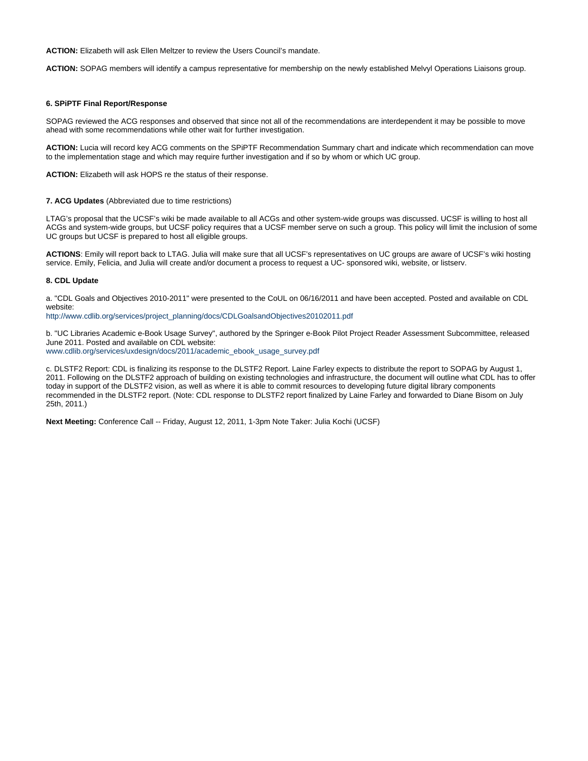**ACTION:** Elizabeth will ask Ellen Meltzer to review the Users Council's mandate.

**ACTION:** SOPAG members will identify a campus representative for membership on the newly established Melvyl Operations Liaisons group.

**6. SPiPTF Final Report/Response**

SOPAG reviewed the ACG responses and observed that since not all of the recommendations are interdependent it may be possible to move ahead with some recommendations while other wait for further investigation.

**ACTION:** Lucia will record key ACG comments on the SPiPTF Recommendation Summary chart and indicate which recommendation can move to the implementation stage and which may require further investigation and if so by whom or which UC group.

**ACTION:** Elizabeth will ask HOPS re the status of their response.

**7. ACG Updates** (Abbreviated due to time restrictions)

LTAG's proposal that the UCSF's wiki be made available to all ACGs and other system-wide groups was discussed. UCSF is willing to host all ACGs and system-wide groups, but UCSF policy requires that a UCSF member serve on such a group. This policy will limit the inclusion of some UC groups but UCSF is prepared to host all eligible groups.

**ACTIONS**: Emily will report back to LTAG. Julia will make sure that all UCSF's representatives on UC groups are aware of UCSF's wiki hosting service. Emily, Felicia, and Julia will create and/or document a process to request a UC- sponsored wiki, website, or listserv.

**8. CDL Update**

a. "CDL Goals and Objectives 2010-2011" were presented to the CoUL on 06/16/2011 and have been accepted. Posted and available on CDL website:
http://www.cdlib.org/services/project_planning/docs/CDLGoalsandObjectives20102011.pdf

b. "UC Libraries Academic e-Book Usage Survey", authored by the Springer e-Book Pilot Project Reader Assessment Subcommittee, released June 2011. Posted and available on CDL website:
www.cdlib.org/services/uxdesign/docs/2011/academic_ebook_usage_survey.pdf

c. DLSTF2 Report: CDL is finalizing its response to the DLSTF2 Report. Laine Farley expects to distribute the report to SOPAG by August 1, 2011. Following on the DLSTF2 approach of building on existing technologies and infrastructure, the document will outline what CDL has to offer today in support of the DLSTF2 vision, as well as where it is able to commit resources to developing future digital library components recommended in the DLSTF2 report. (Note: CDL response to DLSTF2 report finalized by Laine Farley and forwarded to Diane Bisom on July 25th, 2011.)

**Next Meeting:** Conference Call -- Friday, August 12, 2011, 1-3pm Note Taker: Julia Kochi (UCSF)